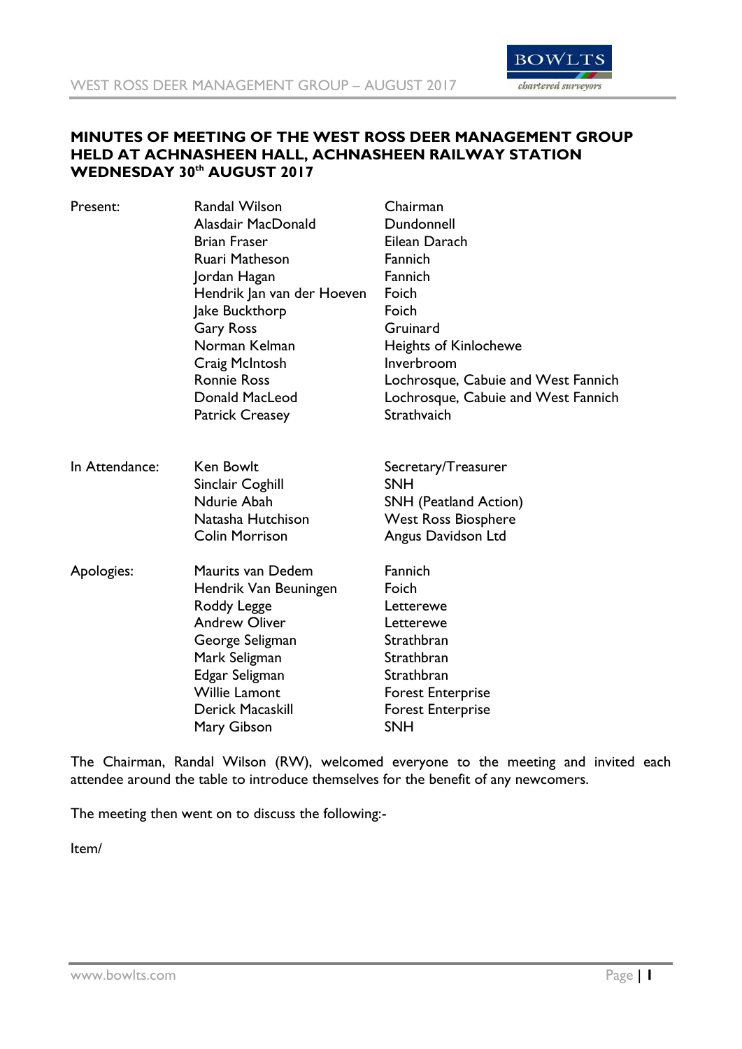**MINUTES OF MEETING OF THE WEST ROSS DEER MANAGEMENT GROUP HELD AT ACHNASHEEN HALL, ACHNASHEEN RAILWAY STATION WEDNESDAY 30th AUGUST 2017**

| | | |
|---|---|---|
| Present: | Randal Wilson | Chairman |
| | Alasdair MacDonald | Dundonnell |
| | Brian Fraser | Eilean Darach |
| | Ruari Matheson | Fannich |
| | Jordan Hagan | Fannich |
| | Hendrik Jan van der Hoeven | Foich |
| | Jake Buckthorp | Foich |
| | Gary Ross | Gruinard |
| | Norman Kelman | Heights of Kinlochewe |
| | Craig McIntosh | Inverbroom |
| | Ronnie Ross | Lochrosque, Cabuie and West Fannich |
| | Donald MacLeod | Lochrosque, Cabuie and West Fannich |
| | Patrick Creasey | Strathvaich |
| In Attendance: | Ken Bowlt | Secretary/Treasurer |
| | Sinclair Coghill | SNH |
| | Ndurie Abah | SNH (Peatland Action) |
| | Natasha Hutchison | West Ross Biosphere |
| | Colin Morrison | Angus Davidson Ltd |
| Apologies: | Maurits van Dedem | Fannich |
| | Hendrik Van Beuningen | Foich |
| | Roddy Legge | Letterewe |
| | Andrew Oliver | Letterewe |
| | George Seligman | Strathbran |
| | Mark Seligman | Strathbran |
| | Edgar Seligman | Strathbran |
| | Willie Lamont | Forest Enterprise |
| | Derick Macaskill | Forest Enterprise |
| | Mary Gibson | SNH |

The Chairman, Randal Wilson (RW), welcomed everyone to the meeting and invited each attendee around the table to introduce themselves for the benefit of any newcomers.

The meeting then went on to discuss the following:-

Item/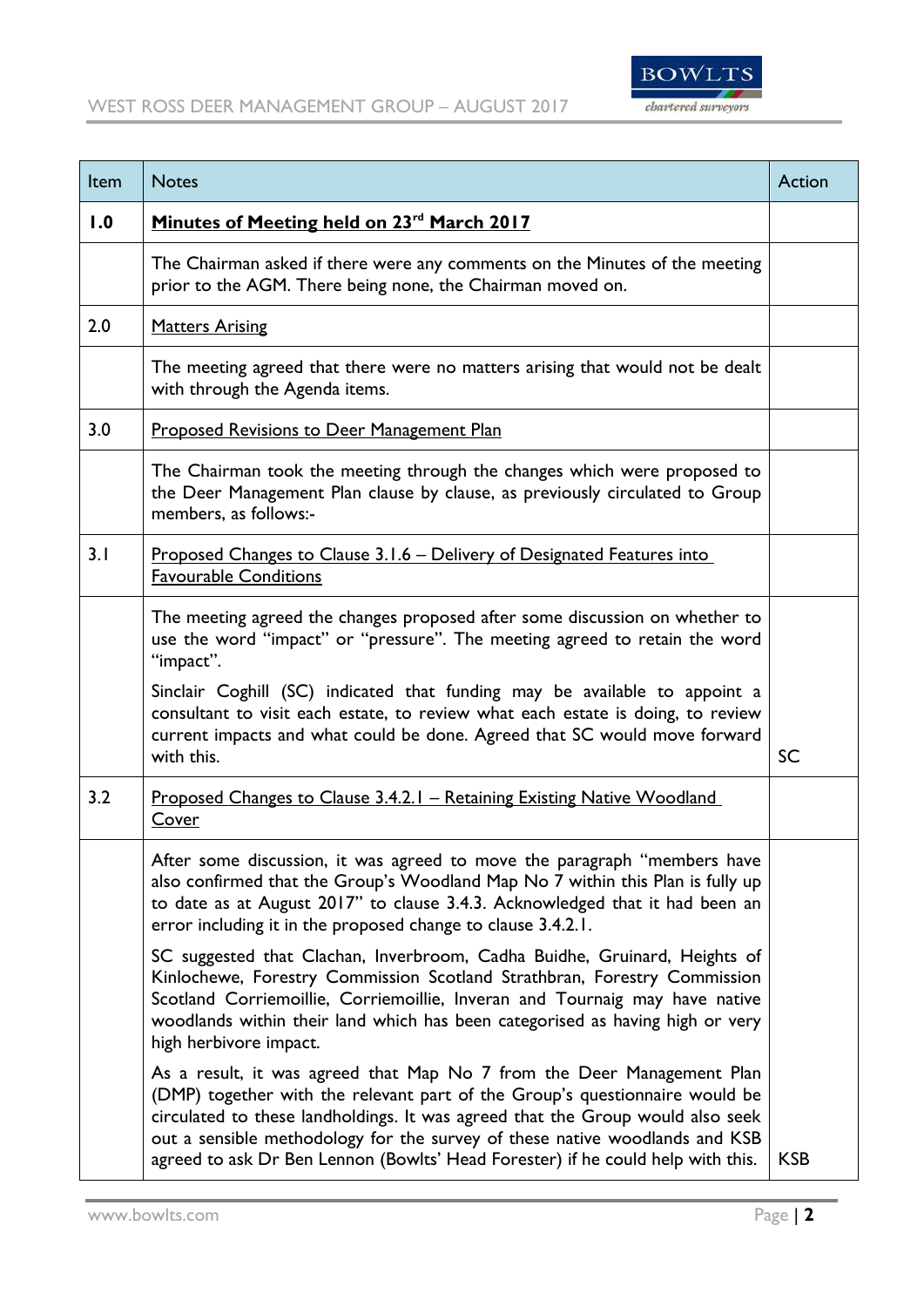| Item | Notes | Action |
|---|---|---|
| **1.0** | **Minutes of Meeting held on 23rd March 2017** | |
| | The Chairman asked if there were any comments on the Minutes of the meeting prior to the AGM. There being none, the Chairman moved on. | |
| 2.0 | Matters Arising | |
| | The meeting agreed that there were no matters arising that would not be dealt with through the Agenda items. | |
| 3.0 | Proposed Revisions to Deer Management Plan | |
| | The Chairman took the meeting through the changes which were proposed to the Deer Management Plan clause by clause, as previously circulated to Group members, as follows:- | |
| 3.1 | Proposed Changes to Clause 3.1.6 – Delivery of Designated Features into Favourable Conditions | |
| | The meeting agreed the changes proposed after some discussion on whether to use the word "impact" or "pressure". The meeting agreed to retain the word "impact".<br><br>Sinclair Coghill (SC) indicated that funding may be available to appoint a consultant to visit each estate, to review what each estate is doing, to review current impacts and what could be done. Agreed that SC would move forward with this. | SC |
| 3.2 | Proposed Changes to Clause 3.4.2.1 – Retaining Existing Native Woodland Cover | |
| | After some discussion, it was agreed to move the paragraph "members have also confirmed that the Group's Woodland Map No 7 within this Plan is fully up to date as at August 2017" to clause 3.4.3. Acknowledged that it had been an error including it in the proposed change to clause 3.4.2.1.<br><br>SC suggested that Clachan, Inverbroom, Cadha Buidhe, Gruinard, Heights of Kinlochewe, Forestry Commission Scotland Strathbran, Forestry Commission Scotland Corriemoillie, Corriemoillie, Inveran and Tournaig may have native woodlands within their land which has been categorised as having high or very high herbivore impact.<br><br>As a result, it was agreed that Map No 7 from the Deer Management Plan (DMP) together with the relevant part of the Group's questionnaire would be circulated to these landholdings. It was agreed that the Group would also seek out a sensible methodology for the survey of these native woodlands and KSB agreed to ask Dr Ben Lennon (Bowlts' Head Forester) if he could help with this. | KSB |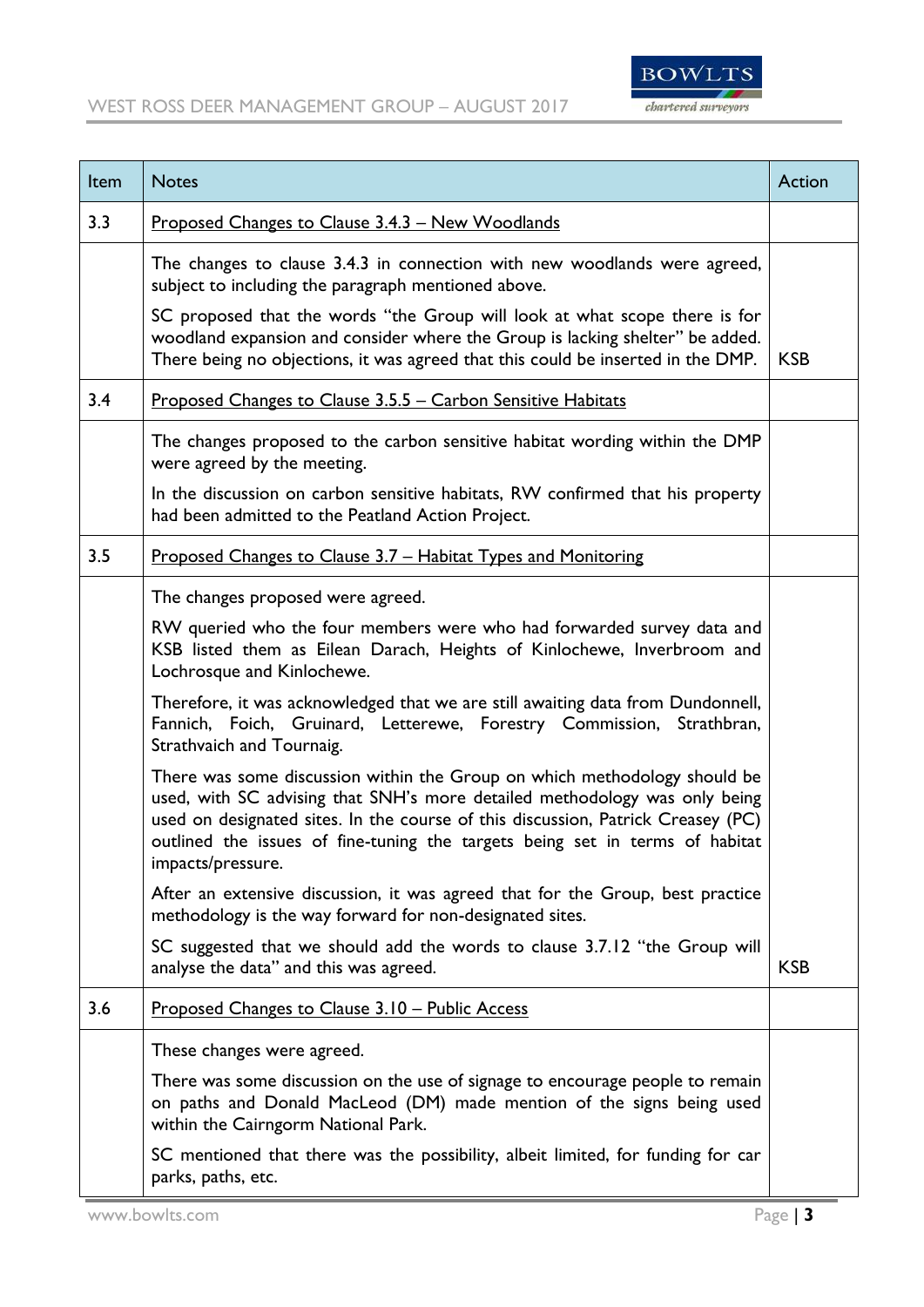| Item | Notes | Action |
|---|---|---|
| 3.3 | <u>Proposed Changes to Clause 3.4.3 – New Woodlands</u> | |
| | The changes to clause 3.4.3 in connection with new woodlands were agreed, subject to including the paragraph mentioned above.<br><br>SC proposed that the words "the Group will look at what scope there is for woodland expansion and consider where the Group is lacking shelter" be added. There being no objections, it was agreed that this could be inserted in the DMP. | KSB |
| 3.4 | <u>Proposed Changes to Clause 3.5.5 – Carbon Sensitive Habitats</u> | |
| | The changes proposed to the carbon sensitive habitat wording within the DMP were agreed by the meeting.<br><br>In the discussion on carbon sensitive habitats, RW confirmed that his property had been admitted to the Peatland Action Project. | |
| 3.5 | <u>Proposed Changes to Clause 3.7 – Habitat Types and Monitoring</u> | |
| | The changes proposed were agreed.<br><br>RW queried who the four members were who had forwarded survey data and KSB listed them as Eilean Darach, Heights of Kinlochewe, Inverbroom and Lochrosque and Kinlochewe.<br><br>Therefore, it was acknowledged that we are still awaiting data from Dundonnell, Fannich, Foich, Gruinard, Letterewe, Forestry Commission, Strathbran, Strathvaich and Tournaig.<br><br>There was some discussion within the Group on which methodology should be used, with SC advising that SNH's more detailed methodology was only being used on designated sites. In the course of this discussion, Patrick Creasey (PC) outlined the issues of fine-tuning the targets being set in terms of habitat impacts/pressure.<br><br>After an extensive discussion, it was agreed that for the Group, best practice methodology is the way forward for non-designated sites.<br><br>SC suggested that we should add the words to clause 3.7.12 "the Group will analyse the data" and this was agreed. | KSB |
| 3.6 | <u>Proposed Changes to Clause 3.10 – Public Access</u> | |
| | These changes were agreed.<br><br>There was some discussion on the use of signage to encourage people to remain on paths and Donald MacLeod (DM) made mention of the signs being used within the Cairngorm National Park.<br><br>SC mentioned that there was the possibility, albeit limited, for funding for car parks, paths, etc. | |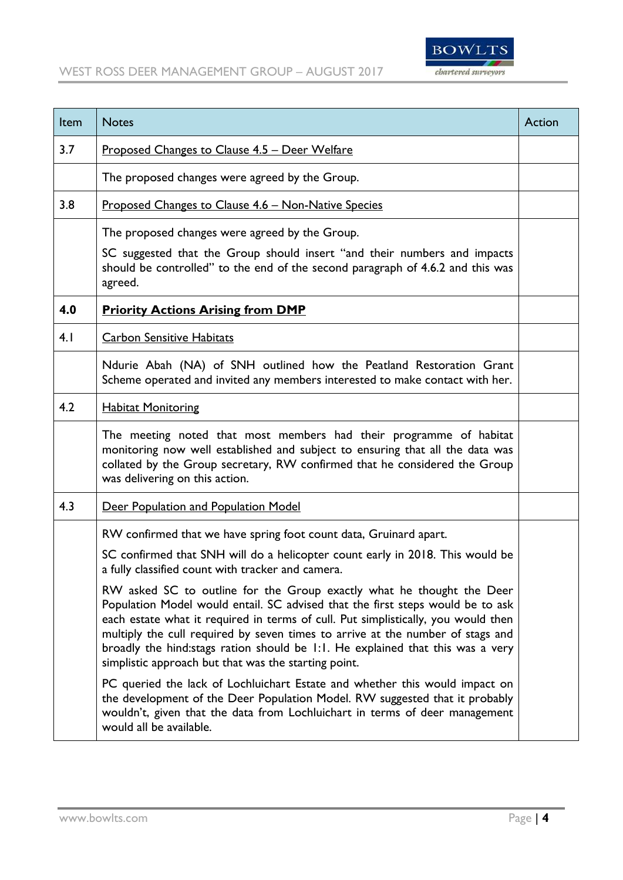| Item | Notes | Action |
|---|---|---|
| 3.7 | Proposed Changes to Clause 4.5 – Deer Welfare | |
| | The proposed changes were agreed by the Group. | |
| 3.8 | Proposed Changes to Clause 4.6 – Non-Native Species | |
| | The proposed changes were agreed by the Group.<br><br>SC suggested that the Group should insert "and their numbers and impacts should be controlled" to the end of the second paragraph of 4.6.2 and this was agreed. | |
| **4.0** | **Priority Actions Arising from DMP** | |
| 4.1 | Carbon Sensitive Habitats | |
| | Ndurie Abah (NA) of SNH outlined how the Peatland Restoration Grant Scheme operated and invited any members interested to make contact with her. | |
| 4.2 | Habitat Monitoring | |
| | The meeting noted that most members had their programme of habitat monitoring now well established and subject to ensuring that all the data was collated by the Group secretary, RW confirmed that he considered the Group was delivering on this action. | |
| 4.3 | Deer Population and Population Model | |
| | RW confirmed that we have spring foot count data, Gruinard apart.<br><br>SC confirmed that SNH will do a helicopter count early in 2018. This would be a fully classified count with tracker and camera.<br><br>RW asked SC to outline for the Group exactly what he thought the Deer Population Model would entail. SC advised that the first steps would be to ask each estate what it required in terms of cull. Put simplistically, you would then multiply the cull required by seven times to arrive at the number of stags and broadly the hind:stags ration should be 1:1. He explained that this was a very simplistic approach but that was the starting point.<br><br>PC queried the lack of Lochluichart Estate and whether this would impact on the development of the Deer Population Model. RW suggested that it probably wouldn't, given that the data from Lochluichart in terms of deer management would all be available. | |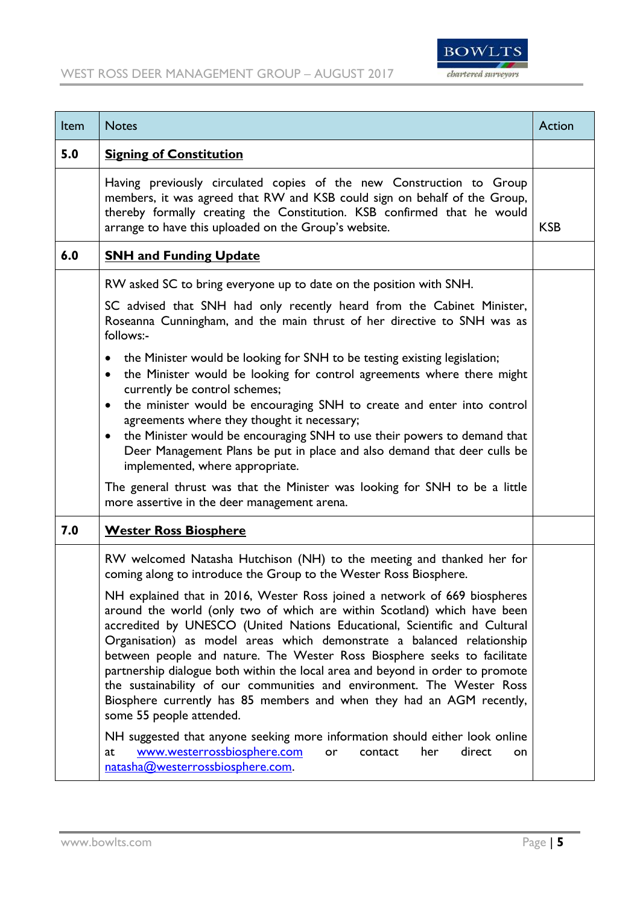| Item | Notes | Action |
|---|---|---|
| **5.0** | **Signing of Constitution** | |
| | Having previously circulated copies of the new Construction to Group members, it was agreed that RW and KSB could sign on behalf of the Group, thereby formally creating the Constitution. KSB confirmed that he would arrange to have this uploaded on the Group's website. | KSB |
| **6.0** | **SNH and Funding Update** | |
| | RW asked SC to bring everyone up to date on the position with SNH.<br><br>SC advised that SNH had only recently heard from the Cabinet Minister, Roseanna Cunningham, and the main thrust of her directive to SNH was as follows:-<br><br>• the Minister would be looking for SNH to be testing existing legislation;<br>• the Minister would be looking for control agreements where there might currently be control schemes;<br>• the minister would be encouraging SNH to create and enter into control agreements where they thought it necessary;<br>• the Minister would be encouraging SNH to use their powers to demand that Deer Management Plans be put in place and also demand that deer culls be implemented, where appropriate.<br><br>The general thrust was that the Minister was looking for SNH to be a little more assertive in the deer management arena. | |
| **7.0** | **Wester Ross Biosphere** | |
| | RW welcomed Natasha Hutchison (NH) to the meeting and thanked her for coming along to introduce the Group to the Wester Ross Biosphere.<br><br>NH explained that in 2016, Wester Ross joined a network of 669 biospheres around the world (only two of which are within Scotland) which have been accredited by UNESCO (United Nations Educational, Scientific and Cultural Organisation) as model areas which demonstrate a balanced relationship between people and nature. The Wester Ross Biosphere seeks to facilitate partnership dialogue both within the local area and beyond in order to promote the sustainability of our communities and environment. The Wester Ross Biosphere currently has 85 members and when they had an AGM recently, some 55 people attended.<br><br>NH suggested that anyone seeking more information should either look online at www.westerrossbiosphere.com or contact her direct on natasha@westerrossbiosphere.com. | |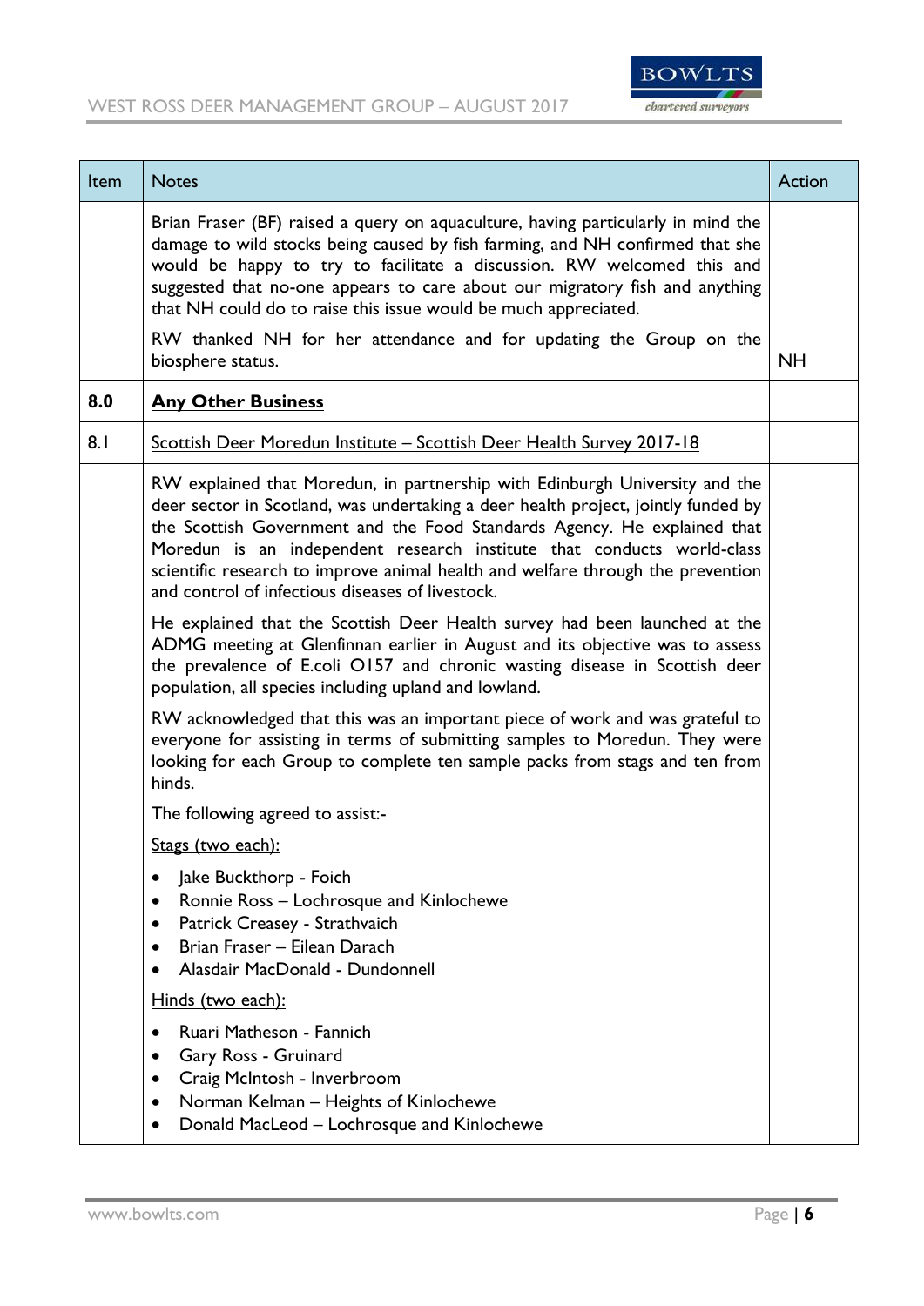| Item | Notes | Action |
| --- | --- | --- |
| | Brian Fraser (BF) raised a query on aquaculture, having particularly in mind the damage to wild stocks being caused by fish farming, and NH confirmed that she would be happy to try to facilitate a discussion. RW welcomed this and suggested that no-one appears to care about our migratory fish and anything that NH could do to raise this issue would be much appreciated.<br><br>RW thanked NH for her attendance and for updating the Group on the biosphere status. | NH |
| **8.0** | **<u>Any Other Business</u>** | |
| 8.1 | <u>Scottish Deer Moredun Institute – Scottish Deer Health Survey 2017-18</u> | |
| | RW explained that Moredun, in partnership with Edinburgh University and the deer sector in Scotland, was undertaking a deer health project, jointly funded by the Scottish Government and the Food Standards Agency. He explained that Moredun is an independent research institute that conducts world-class scientific research to improve animal health and welfare through the prevention and control of infectious diseases of livestock.<br><br>He explained that the Scottish Deer Health survey had been launched at the ADMG meeting at Glenfinnan earlier in August and its objective was to assess the prevalence of E.coli O157 and chronic wasting disease in Scottish deer population, all species including upland and lowland.<br><br>RW acknowledged that this was an important piece of work and was grateful to everyone for assisting in terms of submitting samples to Moredun. They were looking for each Group to complete ten sample packs from stags and ten from hinds.<br><br>The following agreed to assist:-<br><br><u>Stags (two each):</u><br><br>• Jake Buckthorp - Foich<br>• Ronnie Ross – Lochrosque and Kinlochewe<br>• Patrick Creasey - Strathvaich<br>• Brian Fraser – Eilean Darach<br>• Alasdair MacDonald - Dundonnell<br><br><u>Hinds (two each):</u><br><br>• Ruari Matheson - Fannich<br>• Gary Ross - Gruinard<br>• Craig McIntosh - Inverbroom<br>• Norman Kelman – Heights of Kinlochewe<br>• Donald MacLeod – Lochrosque and Kinlochewe | |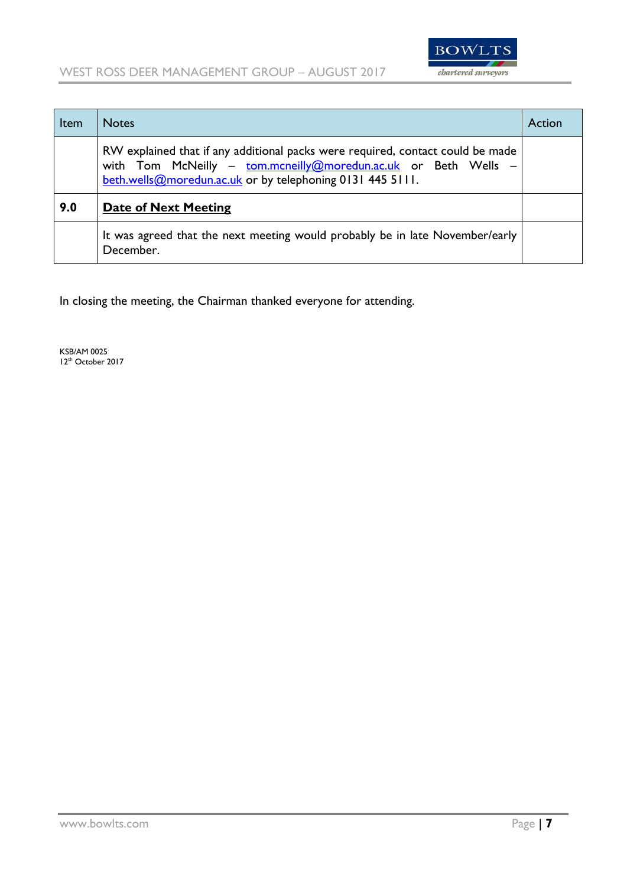| Item | Notes | Action |
|---|---|---|
| | RW explained that if any additional packs were required, contact could be made with Tom McNeilly – tom.mcneilly@moredun.ac.uk or Beth Wells – beth.wells@moredun.ac.uk or by telephoning 0131 445 5111. | |
| **9.0** | **Date of Next Meeting** | |
| | It was agreed that the next meeting would probably be in late November/early December. | |

In closing the meeting, the Chairman thanked everyone for attending.

KSB/AM 0025
12th October 2017